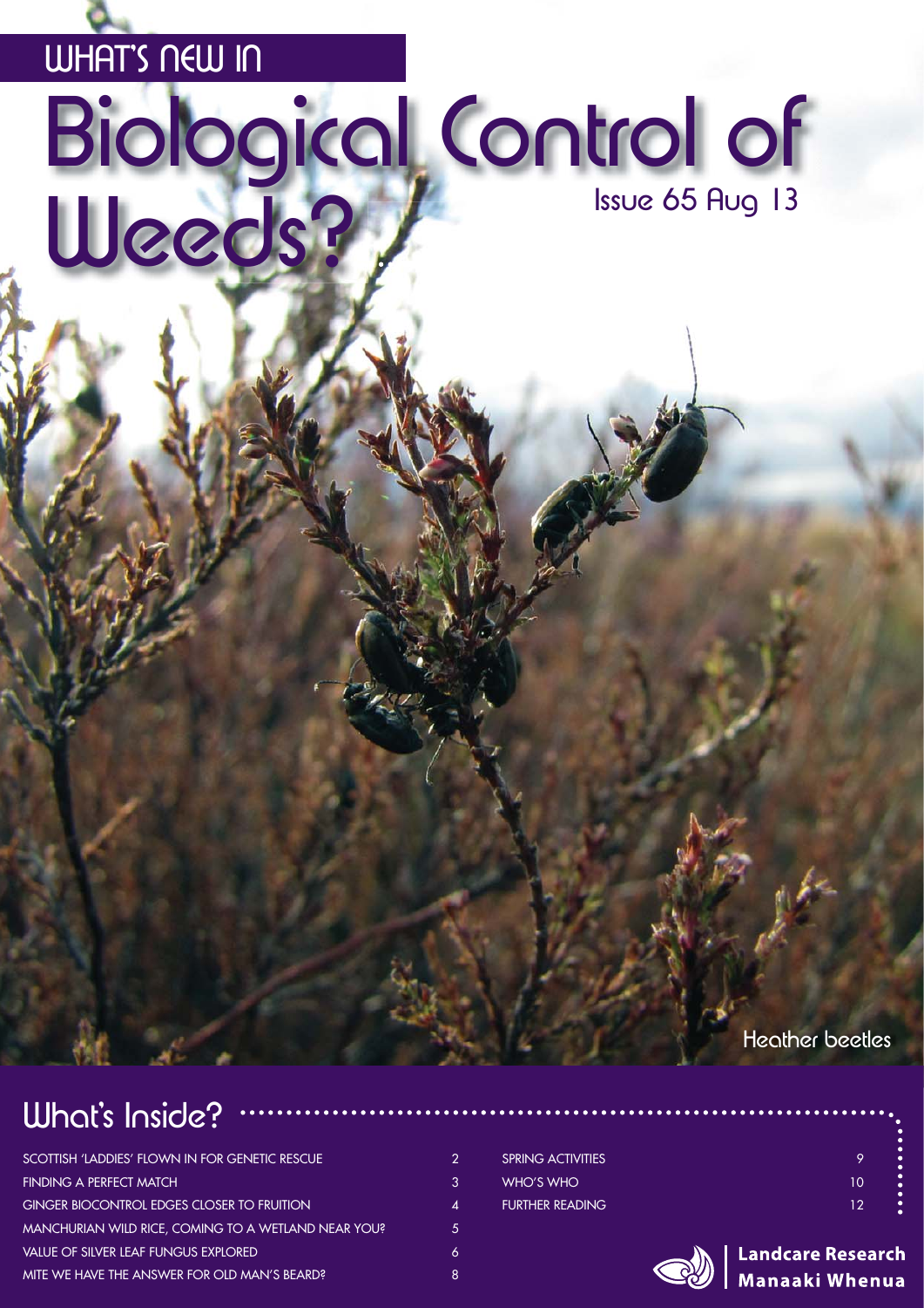# WHAT'S NEW IN Biological Control of Weeds?

Issue 65 Aug 13

Heather beetles

## What's Inside?

| | |
|---|---|
| SCOTTISH 'LADDIES' FLOWN IN FOR GENETIC RESCUE | 2 |
| FINDING A PERFECT MATCH | 3 |
| GINGER BIOCONTROL EDGES CLOSER TO FRUITION | 4 |
| MANCHURIAN WILD RICE, COMING TO A WETLAND NEAR YOU? | 5 |
| VALUE OF SILVER LEAF FUNGUS EXPLORED | 6 |
| MITE WE HAVE THE ANSWER FOR OLD MAN'S BEARD? | 8 |
| SPRING ACTIVITIES | 9 |
| WHO'S WHO | 10 |
| FURTHER READING | 12 |

Landcare Research
Manaaki Whenua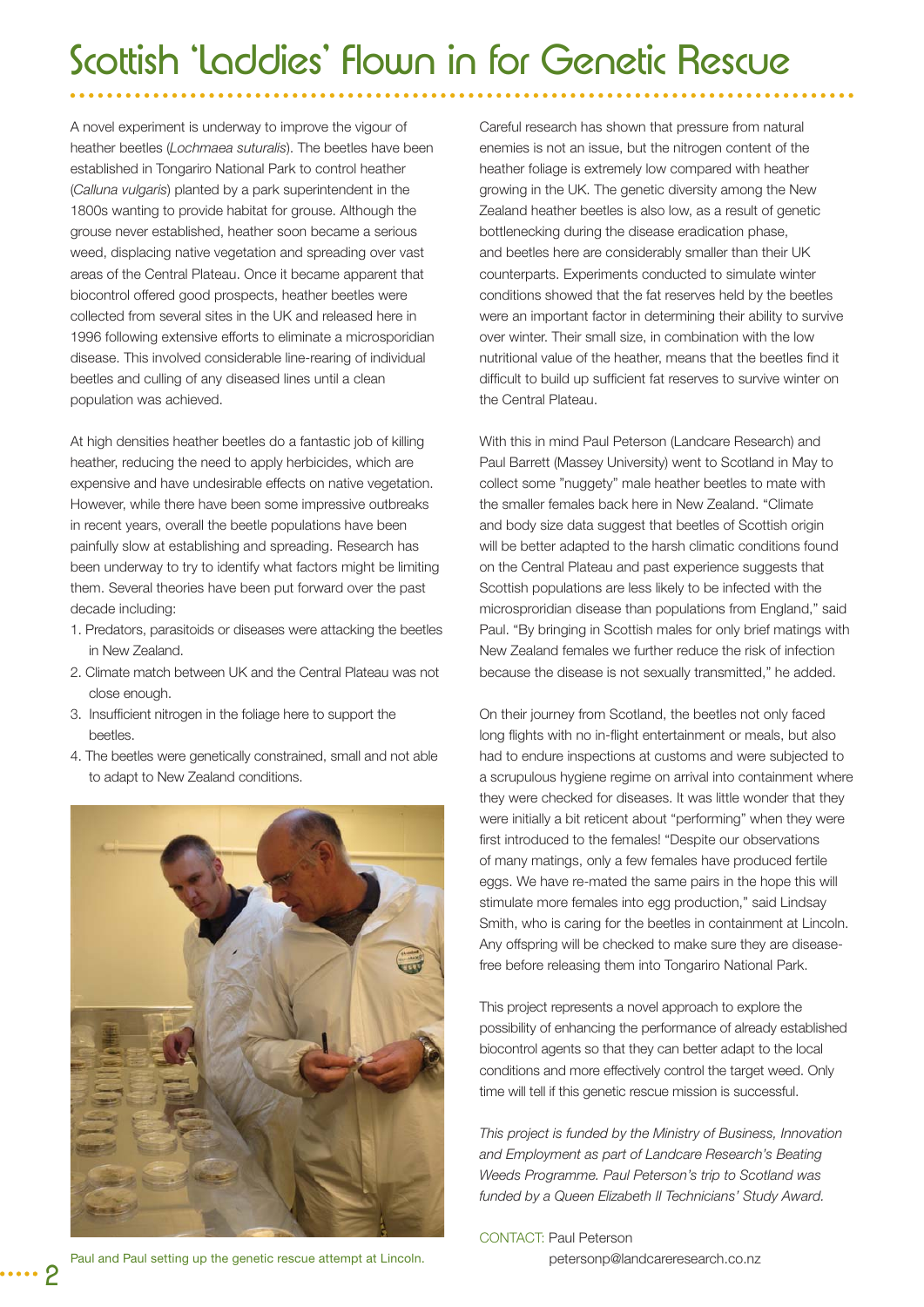# Scottish 'Laddies' Flown in for Genetic Rescue

A novel experiment is underway to improve the vigour of heather beetles (*Lochmaea suturalis*). The beetles have been established in Tongariro National Park to control heather (*Calluna vulgaris*) planted by a park superintendent in the 1800s wanting to provide habitat for grouse. Although the grouse never established, heather soon became a serious weed, displacing native vegetation and spreading over vast areas of the Central Plateau. Once it became apparent that biocontrol offered good prospects, heather beetles were collected from several sites in the UK and released here in 1996 following extensive efforts to eliminate a microsporidian disease. This involved considerable line-rearing of individual beetles and culling of any diseased lines until a clean population was achieved.

At high densities heather beetles do a fantastic job of killing heather, reducing the need to apply herbicides, which are expensive and have undesirable effects on native vegetation. However, while there have been some impressive outbreaks in recent years, overall the beetle populations have been painfully slow at establishing and spreading. Research has been underway to try to identify what factors might be limiting them. Several theories have been put forward over the past decade including:

1. Predators, parasitoids or diseases were attacking the beetles in New Zealand.
2. Climate match between UK and the Central Plateau was not close enough.
3. Insufficient nitrogen in the foliage here to support the beetles.
4. The beetles were genetically constrained, small and not able to adapt to New Zealand conditions.

Paul and Paul setting up the genetic rescue attempt at Lincoln.

Careful research has shown that pressure from natural enemies is not an issue, but the nitrogen content of the heather foliage is extremely low compared with heather growing in the UK. The genetic diversity among the New Zealand heather beetles is also low, as a result of genetic bottlenecking during the disease eradication phase, and beetles here are considerably smaller than their UK counterparts. Experiments conducted to simulate winter conditions showed that the fat reserves held by the beetles were an important factor in determining their ability to survive over winter. Their small size, in combination with the low nutritional value of the heather, means that the beetles find it difficult to build up sufficient fat reserves to survive winter on the Central Plateau.

With this in mind Paul Peterson (Landcare Research) and Paul Barrett (Massey University) went to Scotland in May to collect some "nuggety" male heather beetles to mate with the smaller females back here in New Zealand. "Climate and body size data suggest that beetles of Scottish origin will be better adapted to the harsh climatic conditions found on the Central Plateau and past experience suggests that Scottish populations are less likely to be infected with the microsproridian disease than populations from England," said Paul. "By bringing in Scottish males for only brief matings with New Zealand females we further reduce the risk of infection because the disease is not sexually transmitted," he added.

On their journey from Scotland, the beetles not only faced long flights with no in-flight entertainment or meals, but also had to endure inspections at customs and were subjected to a scrupulous hygiene regime on arrival into containment where they were checked for diseases. It was little wonder that they were initially a bit reticent about "performing" when they were first introduced to the females! "Despite our observations of many matings, only a few females have produced fertile eggs. We have re-mated the same pairs in the hope this will stimulate more females into egg production," said Lindsay Smith, who is caring for the beetles in containment at Lincoln. Any offspring will be checked to make sure they are disease-free before releasing them into Tongariro National Park.

This project represents a novel approach to explore the possibility of enhancing the performance of already established biocontrol agents so that they can better adapt to the local conditions and more effectively control the target weed. Only time will tell if this genetic rescue mission is successful.

*This project is funded by the Ministry of Business, Innovation and Employment as part of Landcare Research's Beating Weeds Programme. Paul Peterson's trip to Scotland was funded by a Queen Elizabeth II Technicians' Study Award.*

CONTACT: Paul Peterson
petersonp@landcareresearch.co.nz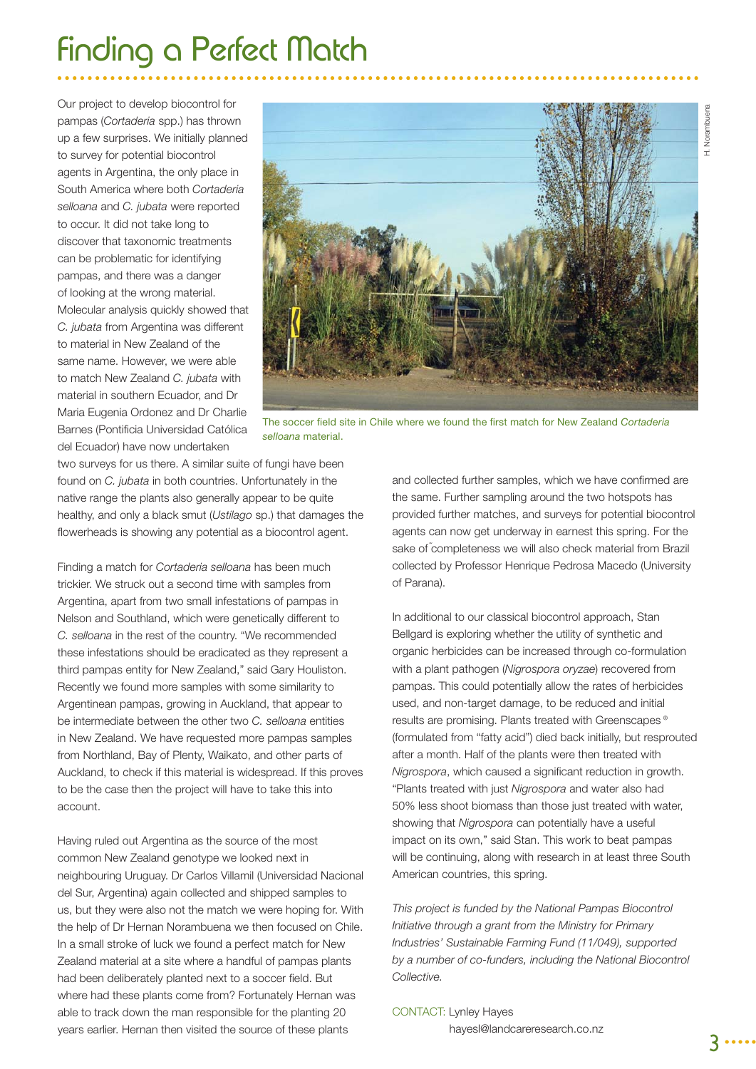# Finding a Perfect Match

Our project to develop biocontrol for pampas (*Cortaderia* spp.) has thrown up a few surprises. We initially planned to survey for potential biocontrol agents in Argentina, the only place in South America where both *Cortaderia selloana* and *C. jubata* were reported to occur. It did not take long to discover that taxonomic treatments can be problematic for identifying pampas, and there was a danger of looking at the wrong material. Molecular analysis quickly showed that *C. jubata* from Argentina was different to material in New Zealand of the same name. However, we were able to match New Zealand *C. jubata* with material in southern Ecuador, and Dr Maria Eugenia Ordonez and Dr Charlie Barnes (Pontificia Universidad Católica del Ecuador) have now undertaken two surveys for us there. A similar suite of fungi have been found on *C. jubata* in both countries. Unfortunately in the native range the plants also generally appear to be quite healthy, and only a black smut (*Ustilago* sp.) that damages the flowerheads is showing any potential as a biocontrol agent.

The soccer field site in Chile where we found the first match for New Zealand *Cortaderia selloana* material.

Finding a match for *Cortaderia selloana* has been much trickier. We struck out a second time with samples from Argentina, apart from two small infestations of pampas in Nelson and Southland, which were genetically different to *C. selloana* in the rest of the country. "We recommended these infestations should be eradicated as they represent a third pampas entity for New Zealand," said Gary Houliston. Recently we found more samples with some similarity to Argentinean pampas, growing in Auckland, that appear to be intermediate between the other two *C. selloana* entities in New Zealand. We have requested more pampas samples from Northland, Bay of Plenty, Waikato, and other parts of Auckland, to check if this material is widespread. If this proves to be the case then the project will have to take this into account.

Having ruled out Argentina as the source of the most common New Zealand genotype we looked next in neighbouring Uruguay. Dr Carlos Villamil (Universidad Nacional del Sur, Argentina) again collected and shipped samples to us, but they were also not the match we were hoping for. With the help of Dr Hernan Norambuena we then focused on Chile. In a small stroke of luck we found a perfect match for New Zealand material at a site where a handful of pampas plants had been deliberately planted next to a soccer field. But where had these plants come from? Fortunately Hernan was able to track down the man responsible for the planting 20 years earlier. Hernan then visited the source of these plants and collected further samples, which we have confirmed are the same. Further sampling around the two hotspots has provided further matches, and surveys for potential biocontrol agents can now get underway in earnest this spring. For the sake of completeness we will also check material from Brazil collected by Professor Henrique Pedrosa Macedo (University of Parana).

In additional to our classical biocontrol approach, Stan Bellgard is exploring whether the utility of synthetic and organic herbicides can be increased through co-formulation with a plant pathogen (*Nigrospora oryzae*) recovered from pampas. This could potentially allow the rates of herbicides used, and non-target damage, to be reduced and initial results are promising. Plants treated with Greenscapes® (formulated from "fatty acid") died back initially, but resprouted after a month. Half of the plants were then treated with *Nigrospora*, which caused a significant reduction in growth. "Plants treated with just *Nigrospora* and water also had 50% less shoot biomass than those just treated with water, showing that *Nigrospora* can potentially have a useful impact on its own," said Stan. This work to beat pampas will be continuing, along with research in at least three South American countries, this spring.

*This project is funded by the National Pampas Biocontrol Initiative through a grant from the Ministry for Primary Industries' Sustainable Farming Fund (11/049), supported by a number of co-funders, including the National Biocontrol Collective.*

CONTACT: Lynley Hayes
hayesl@landcareresearch.co.nz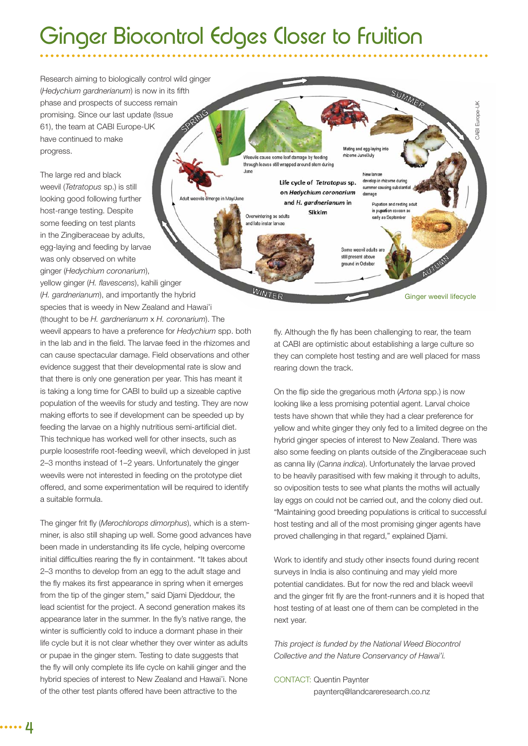# Ginger Biocontrol Edges Closer to Fruition

Research aiming to biologically control wild ginger (*Hedychium gardnerianum*) is now in its fifth phase and prospects of success remain promising. Since our last update (Issue 61), the team at CABI Europe-UK have continued to make progress.

The large red and black weevil (*Tetratopus* sp.) is still looking good following further host-range testing. Despite some feeding on test plants in the Zingiberaceae by adults, egg-laying and feeding by larvae was only observed on white ginger (*Hedychium coronarium*), yellow ginger (*H. flavescens*), kahili ginger (*H. gardnerianum*), and importantly the hybrid species that is weedy in New Zealand and Hawai'i (thought to be *H. gardnerianum* x *H. coronarium*). The weevil appears to have a preference for *Hedychium* spp. both in the lab and in the field. The larvae feed in the rhizomes and can cause spectacular damage. Field observations and other evidence suggest that their developmental rate is slow and that there is only one generation per year. This has meant it is taking a long time for CABI to build up a sizeable captive population of the weevils for study and testing. They are now making efforts to see if development can be speeded up by feeding the larvae on a highly nutritious semi-artificial diet. This technique has worked well for other insects, such as purple loosestrife root-feeding weevil, which developed in just 2–3 months instead of 1–2 years. Unfortunately the ginger weevils were not interested in feeding on the prototype diet offered, and some experimentation will be required to identify a suitable formula.

Life cycle of *Tetratopus* sp. on *Hedychium coronarium* and *H. gardnerianum* in Sikkim

SPRING – Adult weevils emerge in May/June. Weevils cause some leaf damage by feeding through leaves still wrapped around stem during June.

SUMMER – Mating and egg-laying into rhizome June/July. New larvae develop in rhizome during summer causing substantial damage. Pupation and resting adult in pupation cocoon as early as September.

AUTUMN – Some weevil adults are still present above ground in October.

WINTER – Overwintering as adults and late instar larvae.

CABI Europe-UK

Ginger weevil lifecycle

The ginger frit fly (*Merochlorops dimorphus*), which is a stem-miner, is also still shaping up well. Some good advances have been made in understanding its life cycle, helping overcome initial difficulties rearing the fly in containment. "It takes about 2–3 months to develop from an egg to the adult stage and the fly makes its first appearance in spring when it emerges from the tip of the ginger stem," said Djami Djeddour, the lead scientist for the project. A second generation makes its appearance later in the summer. In the fly's native range, the winter is sufficiently cold to induce a dormant phase in their life cycle but it is not clear whether they over winter as adults or pupae in the ginger stem. Testing to date suggests that the fly will only complete its life cycle on kahili ginger and the hybrid species of interest to New Zealand and Hawai'i. None of the other test plants offered have been attractive to the fly. Although the fly has been challenging to rear, the team at CABI are optimistic about establishing a large culture so they can complete host testing and are well placed for mass rearing down the track.

On the flip side the gregarious moth (*Artona* spp.) is now looking like a less promising potential agent. Larval choice tests have shown that while they had a clear preference for yellow and white ginger they only fed to a limited degree on the hybrid ginger species of interest to New Zealand. There was also some feeding on plants outside of the Zingiberaceae such as canna lily (*Canna indica*). Unfortunately the larvae proved to be heavily parasitised with few making it through to adults, so oviposition tests to see what plants the moths will actually lay eggs on could not be carried out, and the colony died out. "Maintaining good breeding populations is critical to successful host testing and all of the most promising ginger agents have proved challenging in that regard," explained Djami.

Work to identify and study other insects found during recent surveys in India is also continuing and may yield more potential candidates. But for now the red and black weevil and the ginger frit fly are the front-runners and it is hoped that host testing of at least one of them can be completed in the next year.

*This project is funded by the National Weed Biocontrol Collective and the Nature Conservancy of Hawai'i.*

CONTACT: Quentin Paynter
paynterq@landcareresearch.co.nz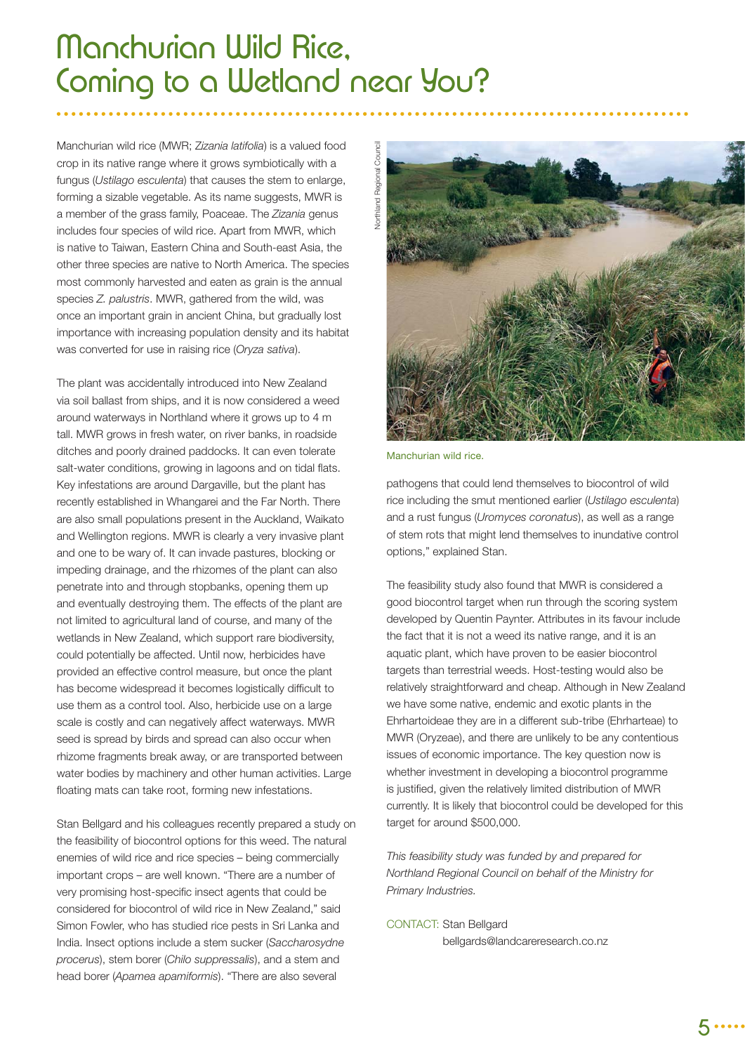# Manchurian Wild Rice, Coming to a Wetland near You?

Manchurian wild rice (MWR; *Zizania latifolia*) is a valued food crop in its native range where it grows symbiotically with a fungus (*Ustilago esculenta*) that causes the stem to enlarge, forming a sizable vegetable. As its name suggests, MWR is a member of the grass family, Poaceae. The *Zizania* genus includes four species of wild rice. Apart from MWR, which is native to Taiwan, Eastern China and South-east Asia, the other three species are native to North America. The species most commonly harvested and eaten as grain is the annual species *Z. palustris*. MWR, gathered from the wild, was once an important grain in ancient China, but gradually lost importance with increasing population density and its habitat was converted for use in raising rice (*Oryza sativa*).

The plant was accidentally introduced into New Zealand via soil ballast from ships, and it is now considered a weed around waterways in Northland where it grows up to 4 m tall. MWR grows in fresh water, on river banks, in roadside ditches and poorly drained paddocks. It can even tolerate salt-water conditions, growing in lagoons and on tidal flats. Key infestations are around Dargaville, but the plant has recently established in Whangarei and the Far North. There are also small populations present in the Auckland, Waikato and Wellington regions. MWR is clearly a very invasive plant and one to be wary of. It can invade pastures, blocking or impeding drainage, and the rhizomes of the plant can also penetrate into and through stopbanks, opening them up and eventually destroying them. The effects of the plant are not limited to agricultural land of course, and many of the wetlands in New Zealand, which support rare biodiversity, could potentially be affected. Until now, herbicides have provided an effective control measure, but once the plant has become widespread it becomes logistically difficult to use them as a control tool. Also, herbicide use on a large scale is costly and can negatively affect waterways. MWR seed is spread by birds and spread can also occur when rhizome fragments break away, or are transported between water bodies by machinery and other human activities. Large floating mats can take root, forming new infestations.

Stan Bellgard and his colleagues recently prepared a study on the feasibility of biocontrol options for this weed. The natural enemies of wild rice and rice species – being commercially important crops – are well known. "There are a number of very promising host-specific insect agents that could be considered for biocontrol of wild rice in New Zealand," said Simon Fowler, who has studied rice pests in Sri Lanka and India. Insect options include a stem sucker (*Saccharosydne procerus*), stem borer (*Chilo suppressalis*), and a stem and head borer (*Apamea apamiformis*). "There are also several pathogens that could lend themselves to biocontrol of wild rice including the smut mentioned earlier (*Ustilago esculenta*) and a rust fungus (*Uromyces coronatus*), as well as a range of stem rots that might lend themselves to inundative control options," explained Stan.

Northland Regional Council

Manchurian wild rice.

The feasibility study also found that MWR is considered a good biocontrol target when run through the scoring system developed by Quentin Paynter. Attributes in its favour include the fact that it is not a weed its native range, and it is an aquatic plant, which have proven to be easier biocontrol targets than terrestrial weeds. Host-testing would also be relatively straightforward and cheap. Although in New Zealand we have some native, endemic and exotic plants in the Ehrhartoideae they are in a different sub-tribe (Ehrharteae) to MWR (Oryzeae), and there are unlikely to be any contentious issues of economic importance. The key question now is whether investment in developing a biocontrol programme is justified, given the relatively limited distribution of MWR currently. It is likely that biocontrol could be developed for this target for around $500,000.

*This feasibility study was funded by and prepared for Northland Regional Council on behalf of the Ministry for Primary Industries.*

CONTACT: Stan Bellgard
bellgards@landcareresearch.co.nz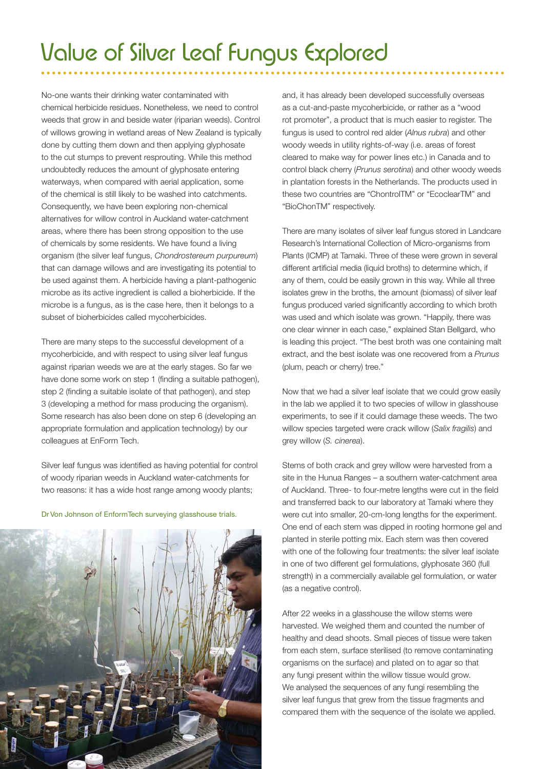# Value of Silver Leaf Fungus Explored

No-one wants their drinking water contaminated with chemical herbicide residues. Nonetheless, we need to control weeds that grow in and beside water (riparian weeds). Control of willows growing in wetland areas of New Zealand is typically done by cutting them down and then applying glyphosate to the cut stumps to prevent resprouting. While this method undoubtedly reduces the amount of glyphosate entering waterways, when compared with aerial application, some of the chemical is still likely to be washed into catchments. Consequently, we have been exploring non-chemical alternatives for willow control in Auckland water-catchment areas, where there has been strong opposition to the use of chemicals by some residents. We have found a living organism (the silver leaf fungus, *Chondrostereum purpureum*) that can damage willows and are investigating its potential to be used against them. A herbicide having a plant-pathogenic microbe as its active ingredient is called a bioherbicide. If the microbe is a fungus, as is the case here, then it belongs to a subset of bioherbicides called mycoherbicides.

There are many steps to the successful development of a mycoherbicide, and with respect to using silver leaf fungus against riparian weeds we are at the early stages. So far we have done some work on step 1 (finding a suitable pathogen), step 2 (finding a suitable isolate of that pathogen), and step 3 (developing a method for mass producing the organism). Some research has also been done on step 6 (developing an appropriate formulation and application technology) by our colleagues at EnForm Tech.

Silver leaf fungus was identified as having potential for control of woody riparian weeds in Auckland water-catchments for two reasons: it has a wide host range among woody plants; and, it has already been developed successfully overseas as a cut-and-paste mycoherbicide, or rather as a "wood rot promoter", a product that is much easier to register. The fungus is used to control red alder (*Alnus rubra*) and other woody weeds in utility rights-of-way (i.e. areas of forest cleared to make way for power lines etc.) in Canada and to control black cherry (*Prunus serotina*) and other woody weeds in plantation forests in the Netherlands. The products used in these two countries are "ChontrolTM" or "EcoclearTM" and "BioChonTM" respectively.

Dr Von Johnson of EnformTech surveying glasshouse trials.

There are many isolates of silver leaf fungus stored in Landcare Research's International Collection of Micro-organisms from Plants (ICMP) at Tamaki. Three of these were grown in several different artificial media (liquid broths) to determine which, if any of them, could be easily grown in this way. While all three isolates grew in the broths, the amount (biomass) of silver leaf fungus produced varied significantly according to which broth was used and which isolate was grown. "Happily, there was one clear winner in each case," explained Stan Bellgard, who is leading this project. "The best broth was one containing malt extract, and the best isolate was one recovered from a *Prunus* (plum, peach or cherry) tree."

Now that we had a silver leaf isolate that we could grow easily in the lab we applied it to two species of willow in glasshouse experiments, to see if it could damage these weeds. The two willow species targeted were crack willow (*Salix fragilis*) and grey willow (*S. cinerea*).

Stems of both crack and grey willow were harvested from a site in the Hunua Ranges – a southern water-catchment area of Auckland. Three- to four-metre lengths were cut in the field and transferred back to our laboratory at Tamaki where they were cut into smaller, 20-cm-long lengths for the experiment. One end of each stem was dipped in rooting hormone gel and planted in sterile potting mix. Each stem was then covered with one of the following four treatments: the silver leaf isolate in one of two different gel formulations, glyphosate 360 (full strength) in a commercially available gel formulation, or water (as a negative control).

After 22 weeks in a glasshouse the willow stems were harvested. We weighed them and counted the number of healthy and dead shoots. Small pieces of tissue were taken from each stem, surface sterilised (to remove contaminating organisms on the surface) and plated on to agar so that any fungi present within the willow tissue would grow. We analysed the sequences of any fungi resembling the silver leaf fungus that grew from the tissue fragments and compared them with the sequence of the isolate we applied.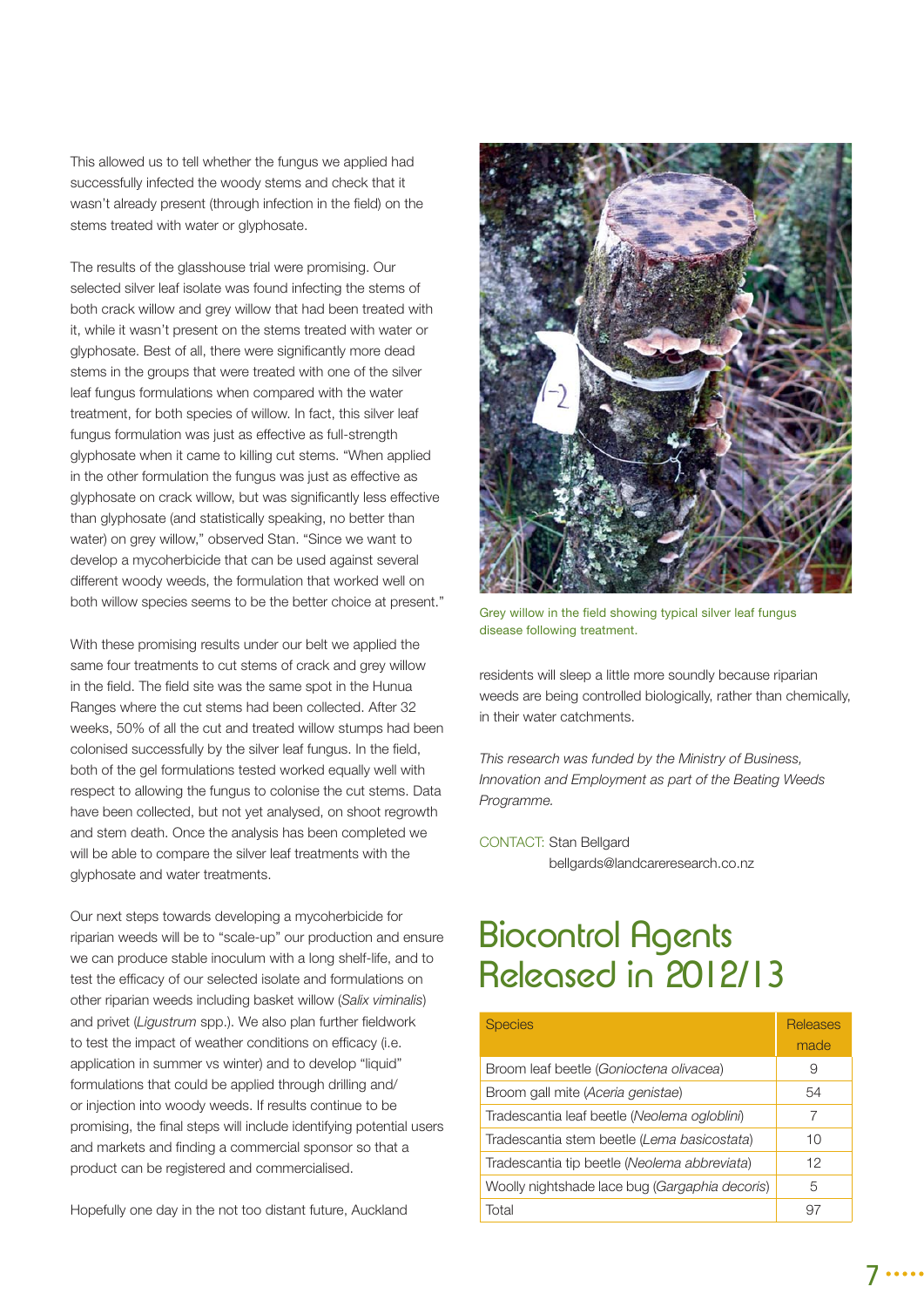This allowed us to tell whether the fungus we applied had successfully infected the woody stems and check that it wasn't already present (through infection in the field) on the stems treated with water or glyphosate.

The results of the glasshouse trial were promising. Our selected silver leaf isolate was found infecting the stems of both crack willow and grey willow that had been treated with it, while it wasn't present on the stems treated with water or glyphosate. Best of all, there were significantly more dead stems in the groups that were treated with one of the silver leaf fungus formulations when compared with the water treatment, for both species of willow. In fact, this silver leaf fungus formulation was just as effective as full-strength glyphosate when it came to killing cut stems. "When applied in the other formulation the fungus was just as effective as glyphosate on crack willow, but was significantly less effective than glyphosate (and statistically speaking, no better than water) on grey willow," observed Stan. "Since we want to develop a mycoherbicide that can be used against several different woody weeds, the formulation that worked well on both willow species seems to be the better choice at present."

With these promising results under our belt we applied the same four treatments to cut stems of crack and grey willow in the field. The field site was the same spot in the Hunua Ranges where the cut stems had been collected. After 32 weeks, 50% of all the cut and treated willow stumps had been colonised successfully by the silver leaf fungus. In the field, both of the gel formulations tested worked equally well with respect to allowing the fungus to colonise the cut stems. Data have been collected, but not yet analysed, on shoot regrowth and stem death. Once the analysis has been completed we will be able to compare the silver leaf treatments with the glyphosate and water treatments.

Our next steps towards developing a mycoherbicide for riparian weeds will be to "scale-up" our production and ensure we can produce stable inoculum with a long shelf-life, and to test the efficacy of our selected isolate and formulations on other riparian weeds including basket willow (*Salix viminalis*) and privet (*Ligustrum* spp.). We also plan further fieldwork to test the impact of weather conditions on efficacy (i.e. application in summer vs winter) and to develop "liquid" formulations that could be applied through drilling and/or injection into woody weeds. If results continue to be promising, the final steps will include identifying potential users and markets and finding a commercial sponsor so that a product can be registered and commercialised.

Hopefully one day in the not too distant future, Auckland residents will sleep a little more soundly because riparian weeds are being controlled biologically, rather than chemically, in their water catchments.

Grey willow in the field showing typical silver leaf fungus disease following treatment.

*This research was funded by the Ministry of Business, Innovation and Employment as part of the Beating Weeds Programme.*

CONTACT: Stan Bellgard
bellgards@landcareresearch.co.nz

## Biocontrol Agents Released in 2012/13

| Species | Releases made |
|---|---|
| Broom leaf beetle (*Gonioctena olivacea*) | 9 |
| Broom gall mite (*Aceria genistae*) | 54 |
| Tradescantia leaf beetle (*Neolema ogloblini*) | 7 |
| Tradescantia stem beetle (*Lema basicostata*) | 10 |
| Tradescantia tip beetle (*Neolema abbreviata*) | 12 |
| Woolly nightshade lace bug (*Gargaphia decoris*) | 5 |
| Total | 97 |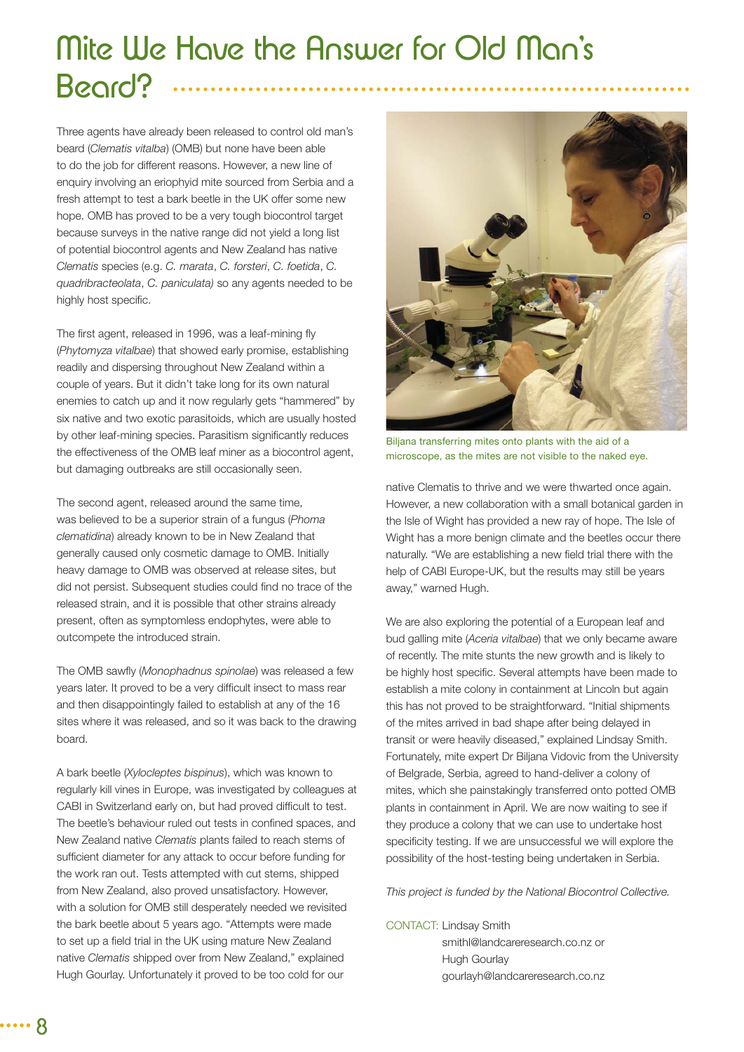# Mite We Have the Answer for Old Man's Beard?

Three agents have already been released to control old man's beard (*Clematis vitalba*) (OMB) but none have been able to do the job for different reasons. However, a new line of enquiry involving an eriophyid mite sourced from Serbia and a fresh attempt to test a bark beetle in the UK offer some new hope. OMB has proved to be a very tough biocontrol target because surveys in the native range did not yield a long list of potential biocontrol agents and New Zealand has native *Clematis* species (e.g. *C. marata*, *C. forsteri*, *C. foetida*, *C. quadribracteolata*, *C. paniculata)* so any agents needed to be highly host specific.

The first agent, released in 1996, was a leaf-mining fly (*Phytomyza vitalbae*) that showed early promise, establishing readily and dispersing throughout New Zealand within a couple of years. But it didn't take long for its own natural enemies to catch up and it now regularly gets "hammered" by six native and two exotic parasitoids, which are usually hosted by other leaf-mining species. Parasitism significantly reduces the effectiveness of the OMB leaf miner as a biocontrol agent, but damaging outbreaks are still occasionally seen.

The second agent, released around the same time, was believed to be a superior strain of a fungus (*Phoma clematidina*) already known to be in New Zealand that generally caused only cosmetic damage to OMB. Initially heavy damage to OMB was observed at release sites, but did not persist. Subsequent studies could find no trace of the released strain, and it is possible that other strains already present, often as symptomless endophytes, were able to outcompete the introduced strain.

The OMB sawfly (*Monophadnus spinolae*) was released a few years later. It proved to be a very difficult insect to mass rear and then disappointingly failed to establish at any of the 16 sites where it was released, and so it was back to the drawing board.

A bark beetle (*Xylocleptes bispinus*), which was known to regularly kill vines in Europe, was investigated by colleagues at CABI in Switzerland early on, but had proved difficult to test. The beetle's behaviour ruled out tests in confined spaces, and New Zealand native *Clematis* plants failed to reach stems of sufficient diameter for any attack to occur before funding for the work ran out. Tests attempted with cut stems, shipped from New Zealand, also proved unsatisfactory. However, with a solution for OMB still desperately needed we revisited the bark beetle about 5 years ago. "Attempts were made to set up a field trial in the UK using mature New Zealand native *Clematis* shipped over from New Zealand," explained Hugh Gourlay. Unfortunately it proved to be too cold for our native Clematis to thrive and we were thwarted once again. However, a new collaboration with a small botanical garden in the Isle of Wight has provided a new ray of hope. The Isle of Wight has a more benign climate and the beetles occur there naturally. "We are establishing a new field trial there with the help of CABI Europe-UK, but the results may still be years away," warned Hugh.

Biljana transferring mites onto plants with the aid of a microscope, as the mites are not visible to the naked eye.

We are also exploring the potential of a European leaf and bud galling mite (*Aceria vitalbae*) that we only became aware of recently. The mite stunts the new growth and is likely to be highly host specific. Several attempts have been made to establish a mite colony in containment at Lincoln but again this has not proved to be straightforward. "Initial shipments of the mites arrived in bad shape after being delayed in transit or were heavily diseased," explained Lindsay Smith. Fortunately, mite expert Dr Biljana Vidovic from the University of Belgrade, Serbia, agreed to hand-deliver a colony of mites, which she painstakingly transferred onto potted OMB plants in containment in April. We are now waiting to see if they produce a colony that we can use to undertake host specificity testing. If we are unsuccessful we will explore the possibility of the host-testing being undertaken in Serbia.

*This project is funded by the National Biocontrol Collective.*

CONTACT: Lindsay Smith
smithl@landcareresearch.co.nz or
Hugh Gourlay
gourlayh@landcareresearch.co.nz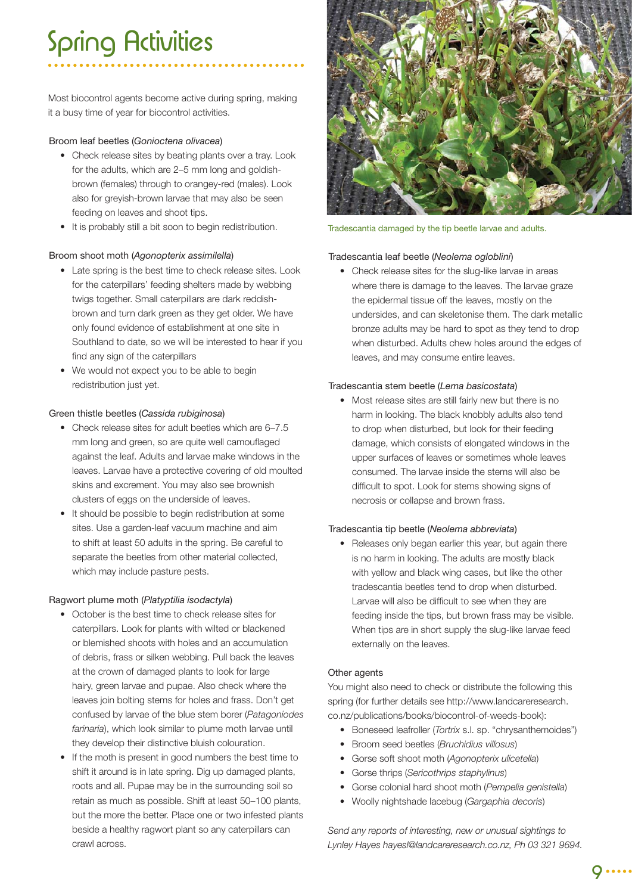# Spring Activities

Most biocontrol agents become active during spring, making it a busy time of year for biocontrol activities.

Broom leaf beetles (*Gonioctena olivacea*)

- Check release sites by beating plants over a tray. Look for the adults, which are 2–5 mm long and goldish-brown (females) through to orangey-red (males). Look also for greyish-brown larvae that may also be seen feeding on leaves and shoot tips.
- It is probably still a bit soon to begin redistribution.

Broom shoot moth (*Agonopterix assimilella*)

- Late spring is the best time to check release sites. Look for the caterpillars' feeding shelters made by webbing twigs together. Small caterpillars are dark reddish-brown and turn dark green as they get older. We have only found evidence of establishment at one site in Southland to date, so we will be interested to hear if you find any sign of the caterpillars
- We would not expect you to be able to begin redistribution just yet.

Green thistle beetles (*Cassida rubiginosa*)

- Check release sites for adult beetles which are 6–7.5 mm long and green, so are quite well camouflaged against the leaf. Adults and larvae make windows in the leaves. Larvae have a protective covering of old moulted skins and excrement. You may also see brownish clusters of eggs on the underside of leaves.
- It should be possible to begin redistribution at some sites. Use a garden-leaf vacuum machine and aim to shift at least 50 adults in the spring. Be careful to separate the beetles from other material collected, which may include pasture pests.

Ragwort plume moth (*Platyptilia isodactyla*)

- October is the best time to check release sites for caterpillars. Look for plants with wilted or blackened or blemished shoots with holes and an accumulation of debris, frass or silken webbing. Pull back the leaves at the crown of damaged plants to look for large hairy, green larvae and pupae. Also check where the leaves join bolting stems for holes and frass. Don't get confused by larvae of the blue stem borer (*Patagoniodes farinaria*), which look similar to plume moth larvae until they develop their distinctive bluish colouration.
- If the moth is present in good numbers the best time to shift it around is in late spring. Dig up damaged plants, roots and all. Pupae may be in the surrounding soil so retain as much as possible. Shift at least 50–100 plants, but the more the better. Place one or two infested plants beside a healthy ragwort plant so any caterpillars can crawl across.

Tradescantia damaged by the tip beetle larvae and adults.

Tradescantia leaf beetle (*Neolema ogloblini*)

- Check release sites for the slug-like larvae in areas where there is damage to the leaves. The larvae graze the epidermal tissue off the leaves, mostly on the undersides, and can skeletonise them. The dark metallic bronze adults may be hard to spot as they tend to drop when disturbed. Adults chew holes around the edges of leaves, and may consume entire leaves.

Tradescantia stem beetle (*Lema basicostata*)

- Most release sites are still fairly new but there is no harm in looking. The black knobbly adults also tend to drop when disturbed, but look for their feeding damage, which consists of elongated windows in the upper surfaces of leaves or sometimes whole leaves consumed. The larvae inside the stems will also be difficult to spot. Look for stems showing signs of necrosis or collapse and brown frass.

Tradescantia tip beetle (*Neolema abbreviata*)

- Releases only began earlier this year, but again there is no harm in looking. The adults are mostly black with yellow and black wing cases, but like the other tradescantia beetles tend to drop when disturbed. Larvae will also be difficult to see when they are feeding inside the tips, but brown frass may be visible. When tips are in short supply the slug-like larvae feed externally on the leaves.

Other agents

You might also need to check or distribute the following this spring (for further details see http://www.landcareresearch.co.nz/publications/books/biocontrol-of-weeds-book):

- Boneseed leafroller (*Tortrix* s.l. sp. "chrysanthemoides")
- Broom seed beetles (*Bruchidius villosus*)
- Gorse soft shoot moth (*Agonopterix ulicetella*)
- Gorse thrips (*Sericothrips staphylinus*)
- Gorse colonial hard shoot moth (*Pempelia genistella*)
- Woolly nightshade lacebug (*Gargaphia decoris*)

*Send any reports of interesting, new or unusual sightings to Lynley Hayes hayesl@landcareresearch.co.nz, Ph 03 321 9694.*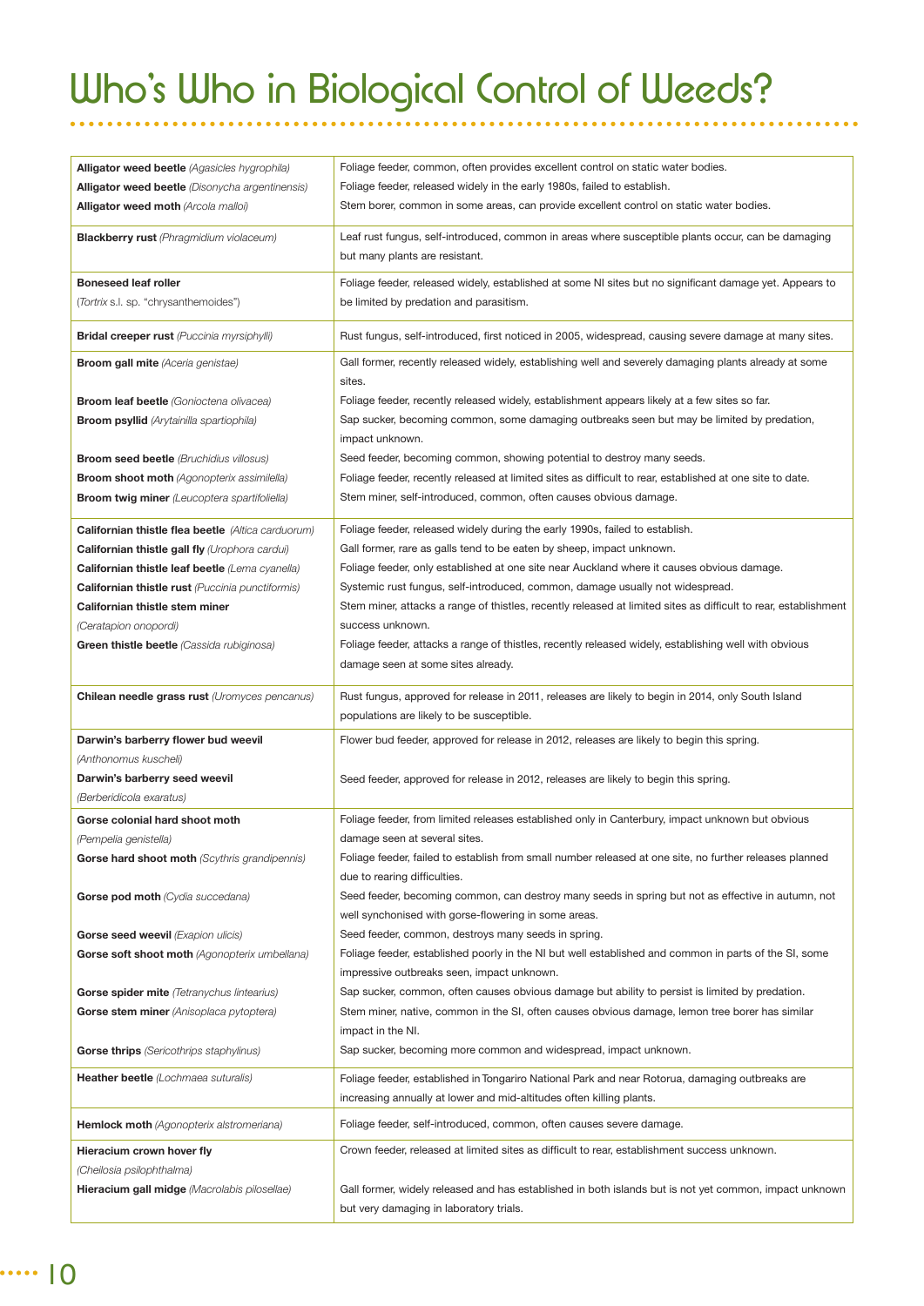# Who's Who in Biological Control of Weeds?

| Agent | Description |
|---|---|
| **Alligator weed beetle** *(Agasicles hygrophila)* | Foliage feeder, common, often provides excellent control on static water bodies. |
| **Alligator weed beetle** *(Disonycha argentinensis)* | Foliage feeder, released widely in the early 1980s, failed to establish. |
| **Alligator weed moth** *(Arcola malloi)* | Stem borer, common in some areas, can provide excellent control on static water bodies. |
| **Blackberry rust** *(Phragmidium violaceum)* | Leaf rust fungus, self-introduced, common in areas where susceptible plants occur, can be damaging but many plants are resistant. |
| **Boneseed leaf roller** *(Tortrix s.l. sp. "chrysanthemoides")* | Foliage feeder, released widely, established at some NI sites but no significant damage yet. Appears to be limited by predation and parasitism. |
| **Bridal creeper rust** *(Puccinia myrsiphylli)* | Rust fungus, self-introduced, first noticed in 2005, widespread, causing severe damage at many sites. |
| **Broom gall mite** *(Aceria genistae)* | Gall former, recently released widely, establishing well and severely damaging plants already at some sites. |
| **Broom leaf beetle** *(Gonioctena olivacea)* | Foliage feeder, recently released widely, establishment appears likely at a few sites so far. |
| **Broom psyllid** *(Arytainilla spartiophila)* | Sap sucker, becoming common, some damaging outbreaks seen but may be limited by predation, impact unknown. |
| **Broom seed beetle** *(Bruchidius villosus)* | Seed feeder, becoming common, showing potential to destroy many seeds. |
| **Broom shoot moth** *(Agonopterix assimilella)* | Foliage feeder, recently released at limited sites as difficult to rear, established at one site to date. |
| **Broom twig miner** *(Leucoptera spartifoliella)* | Stem miner, self-introduced, common, often causes obvious damage. |
| **Californian thistle flea beetle** *(Altica carduorum)* | Foliage feeder, released widely during the early 1990s, failed to establish. |
| **Californian thistle gall fly** *(Urophora cardui)* | Gall former, rare as galls tend to be eaten by sheep, impact unknown. |
| **Californian thistle leaf beetle** *(Lema cyanella)* | Foliage feeder, only established at one site near Auckland where it causes obvious damage. |
| **Californian thistle rust** *(Puccinia punctiformis)* | Systemic rust fungus, self-introduced, common, damage usually not widespread. |
| **Californian thistle stem miner** *(Ceratapion onopordi)* | Stem miner, attacks a range of thistles, recently released at limited sites as difficult to rear, establishment success unknown. |
| **Green thistle beetle** *(Cassida rubiginosa)* | Foliage feeder, attacks a range of thistles, recently released widely, establishing well with obvious damage seen at some sites already. |
| **Chilean needle grass rust** *(Uromyces pencanus)* | Rust fungus, approved for release in 2011, releases are likely to begin in 2014, only South Island populations are likely to be susceptible. |
| **Darwin's barberry flower bud weevil** *(Anthonomus kuscheli)* | Flower bud feeder, approved for release in 2012, releases are likely to begin this spring. |
| **Darwin's barberry seed weevil** *(Berberidicola exaratus)* | Seed feeder, approved for release in 2012, releases are likely to begin this spring. |
| **Gorse colonial hard shoot moth** *(Pempelia genistella)* | Foliage feeder, from limited releases established only in Canterbury, impact unknown but obvious damage seen at several sites. |
| **Gorse hard shoot moth** *(Scythris grandipennis)* | Foliage feeder, failed to establish from small number released at one site, no further releases planned due to rearing difficulties. |
| **Gorse pod moth** *(Cydia succedana)* | Seed feeder, becoming common, can destroy many seeds in spring but not as effective in autumn, not well synchonised with gorse-flowering in some areas. |
| **Gorse seed weevil** *(Exapion ulicis)* | Seed feeder, common, destroys many seeds in spring. |
| **Gorse soft shoot moth** *(Agonopterix umbellana)* | Foliage feeder, established poorly in the NI but well established and common in parts of the SI, some impressive outbreaks seen, impact unknown. |
| **Gorse spider mite** *(Tetranychus lintearius)* | Sap sucker, common, often causes obvious damage but ability to persist is limited by predation. |
| **Gorse stem miner** *(Anisoplaca pytoptera)* | Stem miner, native, common in the SI, often causes obvious damage, lemon tree borer has similar impact in the NI. |
| **Gorse thrips** *(Sericothrips staphylinus)* | Sap sucker, becoming more common and widespread, impact unknown. |
| **Heather beetle** *(Lochmaea suturalis)* | Foliage feeder, established in Tongariro National Park and near Rotorua, damaging outbreaks are increasing annually at lower and mid-altitudes often killing plants. |
| **Hemlock moth** *(Agonopterix alstromeriana)* | Foliage feeder, self-introduced, common, often causes severe damage. |
| **Hieracium crown hover fly** *(Cheilosia psilophthalma)* | Crown feeder, released at limited sites as difficult to rear, establishment success unknown. |
| **Hieracium gall midge** *(Macrolabis pilosellae)* | Gall former, widely released and has established in both islands but is not yet common, impact unknown but very damaging in laboratory trials. |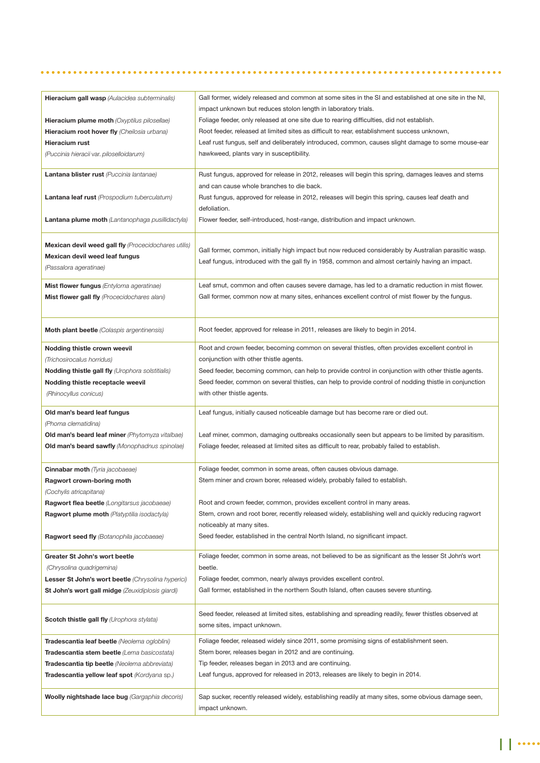| | |
|---|---|
| **Hieracium gall wasp** *(Aulacidea subterminalis)* | Gall former, widely released and common at some sites in the SI and established at one site in the NI, impact unknown but reduces stolon length in laboratory trials. |
| **Hieracium plume moth** *(Oxyptilus pilosellae)* | Foliage feeder, only released at one site due to rearing difficulties, did not establish. |
| **Hieracium root hover fly** *(Cheilosia urbana)* | Root feeder, released at limited sites as difficult to rear, establishment success unknown, |
| **Hieracium rust** *(Puccinia hieracii var. piloselloidarum)* | Leaf rust fungus, self and deliberately introduced, common, causes slight damage to some mouse-ear hawkweed, plants vary in susceptibility. |
| **Lantana blister rust** *(Puccinia lantanae)* | Rust fungus, approved for release in 2012, releases will begin this spring, damages leaves and stems and can cause whole branches to die back. |
| **Lantana leaf rust** *(Prospodium tuberculatum)* | Rust fungus, approved for release in 2012, releases will begin this spring, causes leaf death and defoliation. |
| **Lantana plume moth** *(Lantanophaga pusillidactyla)* | Flower feeder, self-introduced, host-range, distribution and impact unknown. |
| **Mexican devil weed gall fly** *(Procecidochares utilis)* | Gall former, common, initially high impact but now reduced considerably by Australian parasitic wasp. |
| **Mexican devil weed leaf fungus** *(Passalora ageratinae)* | Leaf fungus, introduced with the gall fly in 1958, common and almost certainly having an impact. |
| **Mist flower fungus** *(Entyloma ageratinae)* | Leaf smut, common and often causes severe damage, has led to a dramatic reduction in mist flower. |
| **Mist flower gall fly** *(Procecidochares alani)* | Gall former, common now at many sites, enhances excellent control of mist flower by the fungus. |
| **Moth plant beetle** *(Colaspis argentinensis)* | Root feeder, approved for release in 2011, releases are likely to begin in 2014. |
| **Nodding thistle crown weevil** *(Trichosirocalus horridus)* | Root and crown feeder, becoming common on several thistles, often provides excellent control in conjunction with other thistle agents. |
| **Nodding thistle gall fly** *(Urophora solstitialis)* | Seed feeder, becoming common, can help to provide control in conjunction with other thistle agents. |
| **Nodding thistle receptacle weevil** *(Rhinocyllus conicus)* | Seed feeder, common on several thistles, can help to provide control of nodding thistle in conjunction with other thistle agents. |
| **Old man's beard leaf fungus** *(Phoma clematidina)* | Leaf fungus, initially caused noticeable damage but has become rare or died out. |
| **Old man's beard leaf miner** *(Phytomyza vitalbae)* | Leaf miner, common, damaging outbreaks occasionally seen but appears to be limited by parasitism. |
| **Old man's beard sawfly** *(Monophadnus spinolae)* | Foliage feeder, released at limited sites as difficult to rear, probably failed to establish. |
| **Cinnabar moth** *(Tyria jacobaeae)* | Foliage feeder, common in some areas, often causes obvious damage. |
| **Ragwort crown-boring moth** *(Cochylis atricapitana)* | Stem miner and crown borer, released widely, probably failed to establish. |
| **Ragwort flea beetle** *(Longitarsus jacobaeae)* | Root and crown feeder, common, provides excellent control in many areas. |
| **Ragwort plume moth** *(Platyptilia isodactyla)* | Stem, crown and root borer, recently released widely, establishing well and quickly reducing ragwort noticeably at many sites. |
| **Ragwort seed fly** *(Botanophila jacobaeae)* | Seed feeder, established in the central North Island, no significant impact. |
| **Greater St John's wort beetle** *(Chrysolina quadrigemina)* | Foliage feeder, common in some areas, not believed to be as significant as the lesser St John's wort beetle. |
| **Lesser St John's wort beetle** *(Chrysolina hyperici)* | Foliage feeder, common, nearly always provides excellent control. |
| **St John's wort gall midge** *(Zeuxidiplosis giardi)* | Gall former, established in the northern South Island, often causes severe stunting. |
| **Scotch thistle gall fly** *(Urophora stylata)* | Seed feeder, released at limited sites, establishing and spreading readily, fewer thistles observed at some sites, impact unknown. |
| **Tradescantia leaf beetle** *(Neolema ogloblini)* | Foliage feeder, released widely since 2011, some promising signs of establishment seen. |
| **Tradescantia stem beetle** *(Lema basicostata)* | Stem borer, releases began in 2012 and are continuing. |
| **Tradescantia tip beetle** *(Neolema abbreviata)* | Tip feeder, releases began in 2013 and are continuing. |
| **Tradescantia yellow leaf spot** *(Kordyana sp.)* | Leaf fungus, approved for released in 2013, releases are likely to begin in 2014. |
| **Woolly nightshade lace bug** *(Gargaphia decoris)* | Sap sucker, recently released widely, establishing readily at many sites, some obvious damage seen, impact unknown. |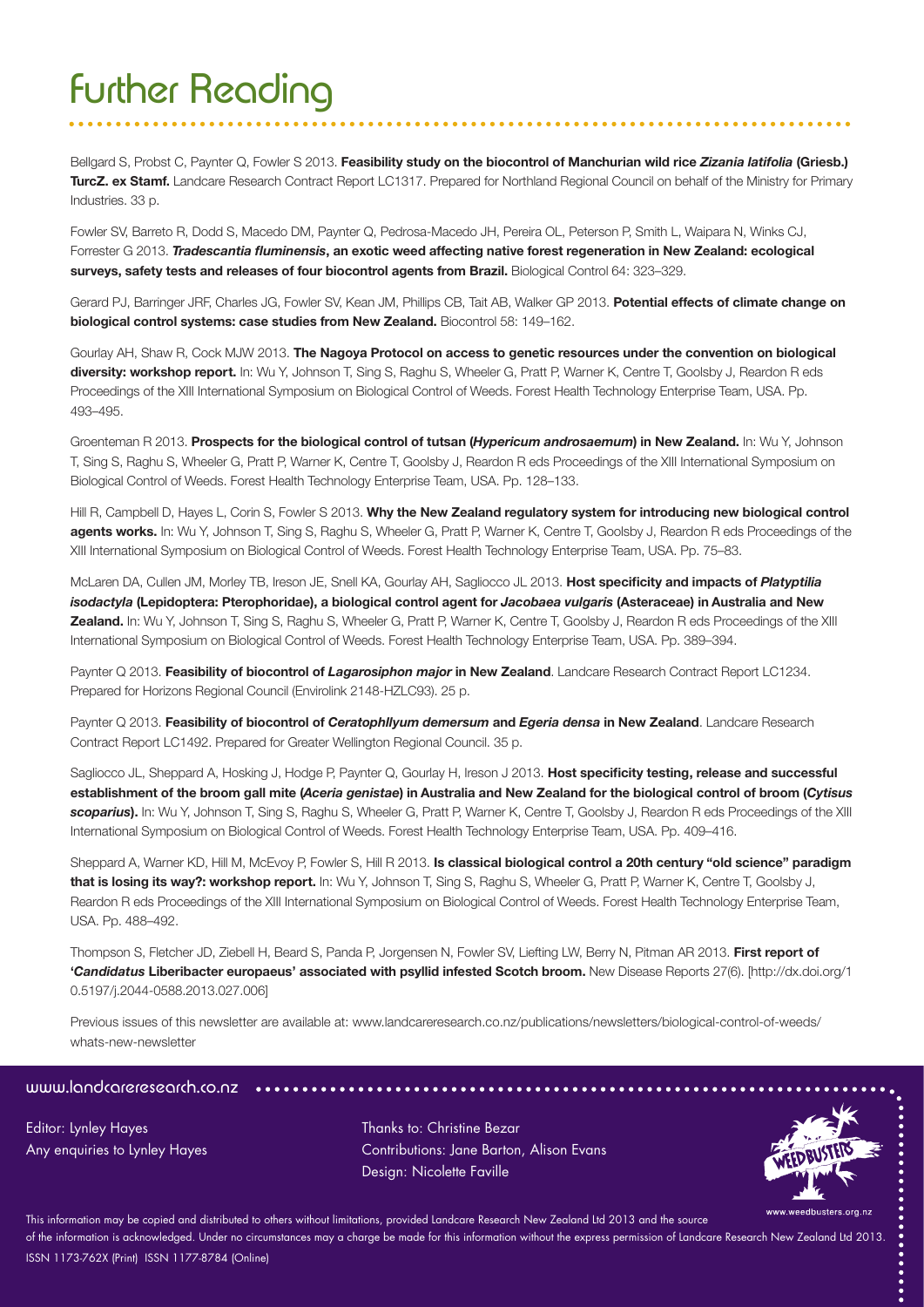# Further Reading

Bellgard S, Probst C, Paynter Q, Fowler S 2013. **Feasibility study on the biocontrol of Manchurian wild rice *Zizania latifolia* (Griesb.) TurcZ. ex Stamf.** Landcare Research Contract Report LC1317. Prepared for Northland Regional Council on behalf of the Ministry for Primary Industries. 33 p.

Fowler SV, Barreto R, Dodd S, Macedo DM, Paynter Q, Pedrosa-Macedo JH, Pereira OL, Peterson P, Smith L, Waipara N, Winks CJ, Forrester G 2013. ***Tradescantia fluminensis*, an exotic weed affecting native forest regeneration in New Zealand: ecological surveys, safety tests and releases of four biocontrol agents from Brazil.** Biological Control 64: 323–329.

Gerard PJ, Barringer JRF, Charles JG, Fowler SV, Kean JM, Phillips CB, Tait AB, Walker GP 2013. **Potential effects of climate change on biological control systems: case studies from New Zealand.** Biocontrol 58: 149–162.

Gourlay AH, Shaw R, Cock MJW 2013. **The Nagoya Protocol on access to genetic resources under the convention on biological diversity: workshop report.** In: Wu Y, Johnson T, Sing S, Raghu S, Wheeler G, Pratt P, Warner K, Centre T, Goolsby J, Reardon R eds Proceedings of the XIII International Symposium on Biological Control of Weeds. Forest Health Technology Enterprise Team, USA. Pp. 493–495.

Groenteman R 2013. **Prospects for the biological control of tutsan (*Hypericum androsaemum*) in New Zealand.** In: Wu Y, Johnson T, Sing S, Raghu S, Wheeler G, Pratt P, Warner K, Centre T, Goolsby J, Reardon R eds Proceedings of the XIII International Symposium on Biological Control of Weeds. Forest Health Technology Enterprise Team, USA. Pp. 128–133.

Hill R, Campbell D, Hayes L, Corin S, Fowler S 2013. **Why the New Zealand regulatory system for introducing new biological control agents works.** In: Wu Y, Johnson T, Sing S, Raghu S, Wheeler G, Pratt P, Warner K, Centre T, Goolsby J, Reardon R eds Proceedings of the XIII International Symposium on Biological Control of Weeds. Forest Health Technology Enterprise Team, USA. Pp. 75–83.

McLaren DA, Cullen JM, Morley TB, Ireson JE, Snell KA, Gourlay AH, Sagliocco JL 2013. **Host specificity and impacts of *Platyptilia isodactyla* (Lepidoptera: Pterophoridae), a biological control agent for *Jacobaea vulgaris* (Asteraceae) in Australia and New Zealand.** In: Wu Y, Johnson T, Sing S, Raghu S, Wheeler G, Pratt P, Warner K, Centre T, Goolsby J, Reardon R eds Proceedings of the XIII International Symposium on Biological Control of Weeds. Forest Health Technology Enterprise Team, USA. Pp. 389–394.

Paynter Q 2013. **Feasibility of biocontrol of *Lagarosiphon major* in New Zealand**. Landcare Research Contract Report LC1234. Prepared for Horizons Regional Council (Envirolink 2148-HZLC93). 25 p.

Paynter Q 2013. **Feasibility of biocontrol of *Ceratophllyum demersum* and *Egeria densa* in New Zealand**. Landcare Research Contract Report LC1492. Prepared for Greater Wellington Regional Council. 35 p.

Sagliocco JL, Sheppard A, Hosking J, Hodge P, Paynter Q, Gourlay H, Ireson J 2013. **Host specificity testing, release and successful establishment of the broom gall mite (*Aceria genistae*) in Australia and New Zealand for the biological control of broom (*Cytisus scoparius*).** In: Wu Y, Johnson T, Sing S, Raghu S, Wheeler G, Pratt P, Warner K, Centre T, Goolsby J, Reardon R eds Proceedings of the XIII International Symposium on Biological Control of Weeds. Forest Health Technology Enterprise Team, USA. Pp. 409–416.

Sheppard A, Warner KD, Hill M, McEvoy P, Fowler S, Hill R 2013. **Is classical biological control a 20th century "old science" paradigm that is losing its way?: workshop report.** In: Wu Y, Johnson T, Sing S, Raghu S, Wheeler G, Pratt P, Warner K, Centre T, Goolsby J, Reardon R eds Proceedings of the XIII International Symposium on Biological Control of Weeds. Forest Health Technology Enterprise Team, USA. Pp. 488–492.

Thompson S, Fletcher JD, Ziebell H, Beard S, Panda P, Jorgensen N, Fowler SV, Liefting LW, Berry N, Pitman AR 2013. **First report of '*Candidatus* Liberibacter europaeus' associated with psyllid infested Scotch broom.** New Disease Reports 27(6). [http://dx.doi.org/10.5197/j.2044-0588.2013.027.006]

Previous issues of this newsletter are available at: www.landcareresearch.co.nz/publications/newsletters/biological-control-of-weeds/whats-new-newsletter

www.landcareresearch.co.nz

Editor: Lynley Hayes
Any enquiries to Lynley Hayes

Thanks to: Christine Bezar
Contributions: Jane Barton, Alison Evans
Design: Nicolette Faville

www.weedbusters.org.nz

This information may be copied and distributed to others without limitations, provided Landcare Research New Zealand Ltd 2013 and the source of the information is acknowledged. Under no circumstances may a charge be made for this information without the express permission of Landcare Research New Zealand Ltd 2013.

ISSN 1173-762X (Print) ISSN 1177-8784 (Online)